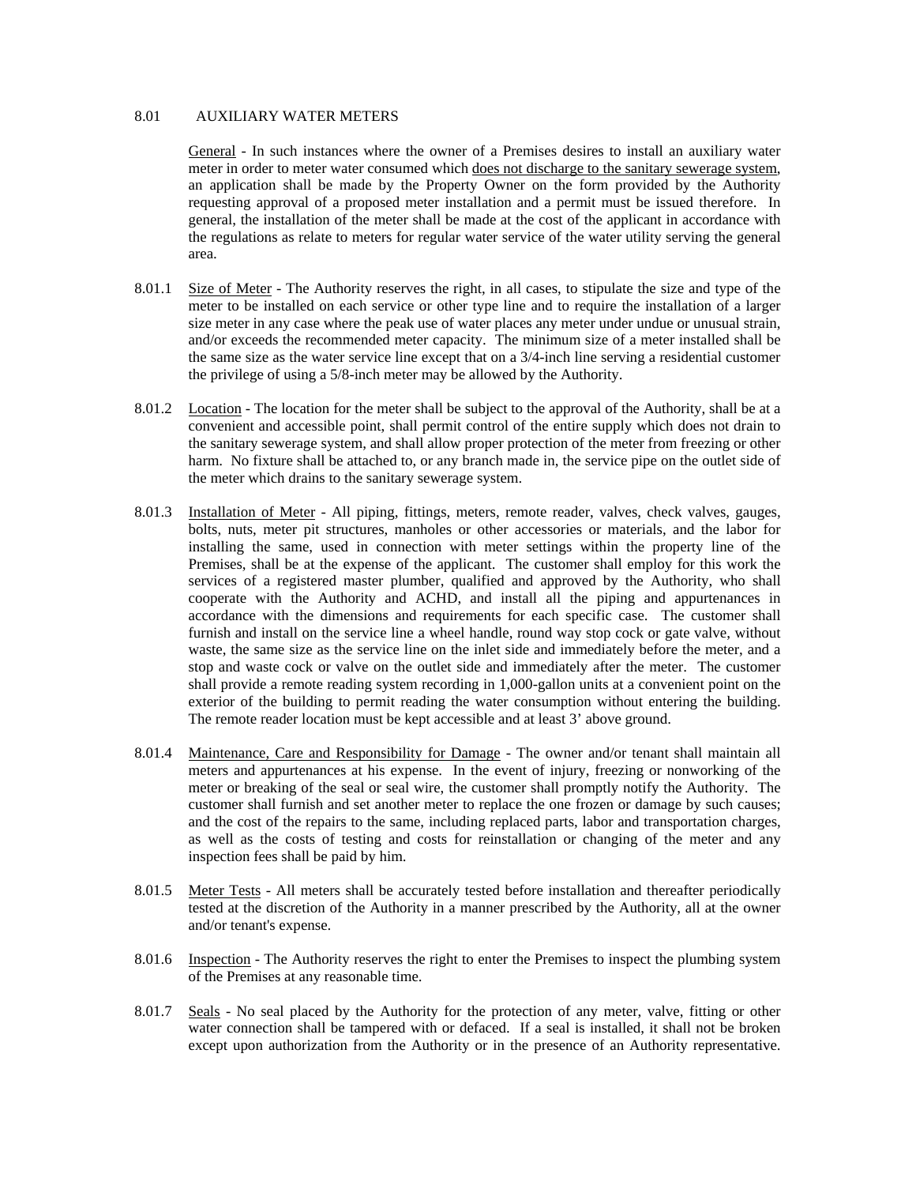## 8.01 AUXILIARY WATER METERS

General - In such instances where the owner of a Premises desires to install an auxiliary water meter in order to meter water consumed which does not discharge to the sanitary sewerage system, an application shall be made by the Property Owner on the form provided by the Authority requesting approval of a proposed meter installation and a permit must be issued therefore. In general, the installation of the meter shall be made at the cost of the applicant in accordance with the regulations as relate to meters for regular water service of the water utility serving the general area.

8.01.1 Size of Meter - The Authority reserves the right, in all cases, to stipulate the size and type of the meter to be installed on each service or other type line and to require the installation of a larger size meter in any case where the peak use of water places any meter under undue or unusual strain, and/or exceeds the recommended meter capacity. The minimum size of a meter installed shall be the same size as the water service line except that on a 3/4-inch line serving a residential customer the privilege of using a 5/8-inch meter may be allowed by the Authority.

8.01.2 Location - The location for the meter shall be subject to the approval of the Authority, shall be at a convenient and accessible point, shall permit control of the entire supply which does not drain to the sanitary sewerage system, and shall allow proper protection of the meter from freezing or other harm. No fixture shall be attached to, or any branch made in, the service pipe on the outlet side of the meter which drains to the sanitary sewerage system.

8.01.3 Installation of Meter - All piping, fittings, meters, remote reader, valves, check valves, gauges, bolts, nuts, meter pit structures, manholes or other accessories or materials, and the labor for installing the same, used in connection with meter settings within the property line of the Premises, shall be at the expense of the applicant. The customer shall employ for this work the services of a registered master plumber, qualified and approved by the Authority, who shall cooperate with the Authority and ACHD, and install all the piping and appurtenances in accordance with the dimensions and requirements for each specific case. The customer shall furnish and install on the service line a wheel handle, round way stop cock or gate valve, without waste, the same size as the service line on the inlet side and immediately before the meter, and a stop and waste cock or valve on the outlet side and immediately after the meter. The customer shall provide a remote reading system recording in 1,000-gallon units at a convenient point on the exterior of the building to permit reading the water consumption without entering the building. The remote reader location must be kept accessible and at least 3' above ground.

8.01.4 Maintenance, Care and Responsibility for Damage - The owner and/or tenant shall maintain all meters and appurtenances at his expense. In the event of injury, freezing or nonworking of the meter or breaking of the seal or seal wire, the customer shall promptly notify the Authority. The customer shall furnish and set another meter to replace the one frozen or damage by such causes; and the cost of the repairs to the same, including replaced parts, labor and transportation charges, as well as the costs of testing and costs for reinstallation or changing of the meter and any inspection fees shall be paid by him.

8.01.5 Meter Tests - All meters shall be accurately tested before installation and thereafter periodically tested at the discretion of the Authority in a manner prescribed by the Authority, all at the owner and/or tenant's expense.

8.01.6 Inspection - The Authority reserves the right to enter the Premises to inspect the plumbing system of the Premises at any reasonable time.

8.01.7 Seals - No seal placed by the Authority for the protection of any meter, valve, fitting or other water connection shall be tampered with or defaced. If a seal is installed, it shall not be broken except upon authorization from the Authority or in the presence of an Authority representative.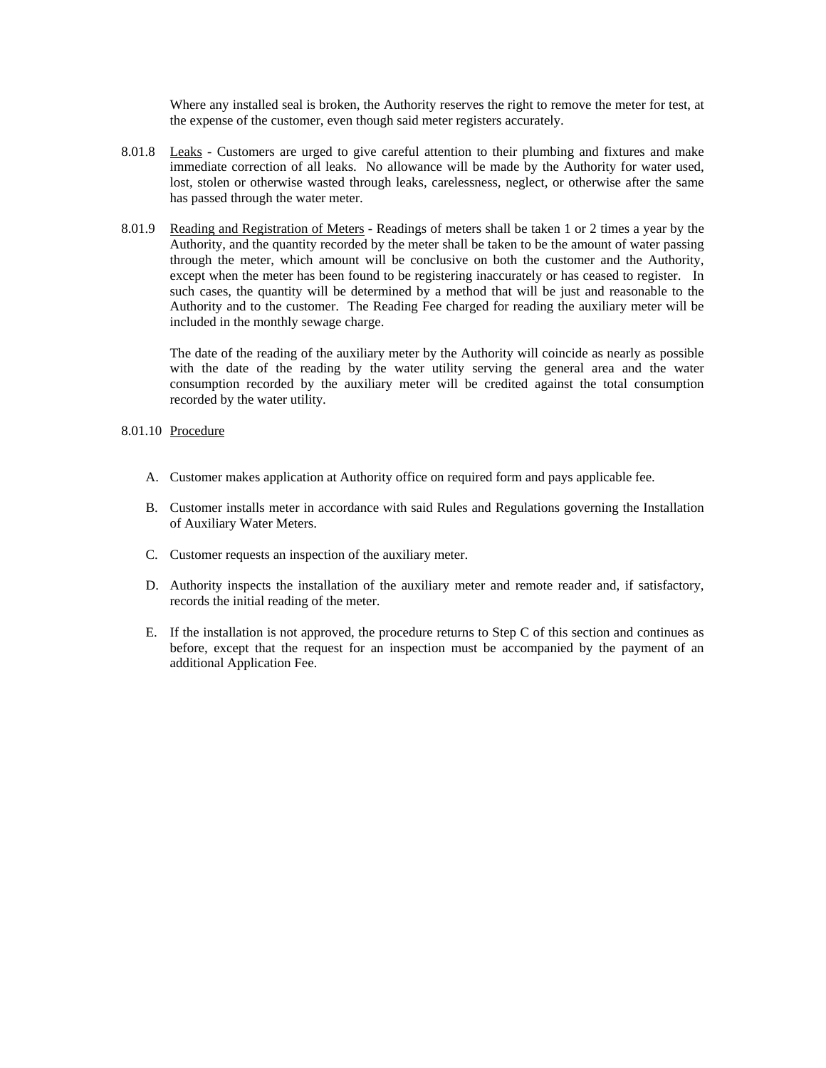Where any installed seal is broken, the Authority reserves the right to remove the meter for test, at the expense of the customer, even though said meter registers accurately.

8.01.8 Leaks - Customers are urged to give careful attention to their plumbing and fixtures and make immediate correction of all leaks. No allowance will be made by the Authority for water used, lost, stolen or otherwise wasted through leaks, carelessness, neglect, or otherwise after the same has passed through the water meter.

8.01.9 Reading and Registration of Meters - Readings of meters shall be taken 1 or 2 times a year by the Authority, and the quantity recorded by the meter shall be taken to be the amount of water passing through the meter, which amount will be conclusive on both the customer and the Authority, except when the meter has been found to be registering inaccurately or has ceased to register. In such cases, the quantity will be determined by a method that will be just and reasonable to the Authority and to the customer. The Reading Fee charged for reading the auxiliary meter will be included in the monthly sewage charge.

The date of the reading of the auxiliary meter by the Authority will coincide as nearly as possible with the date of the reading by the water utility serving the general area and the water consumption recorded by the auxiliary meter will be credited against the total consumption recorded by the water utility.

8.01.10 Procedure

A. Customer makes application at Authority office on required form and pays applicable fee.

B. Customer installs meter in accordance with said Rules and Regulations governing the Installation of Auxiliary Water Meters.

C. Customer requests an inspection of the auxiliary meter.

D. Authority inspects the installation of the auxiliary meter and remote reader and, if satisfactory, records the initial reading of the meter.

E. If the installation is not approved, the procedure returns to Step C of this section and continues as before, except that the request for an inspection must be accompanied by the payment of an additional Application Fee.